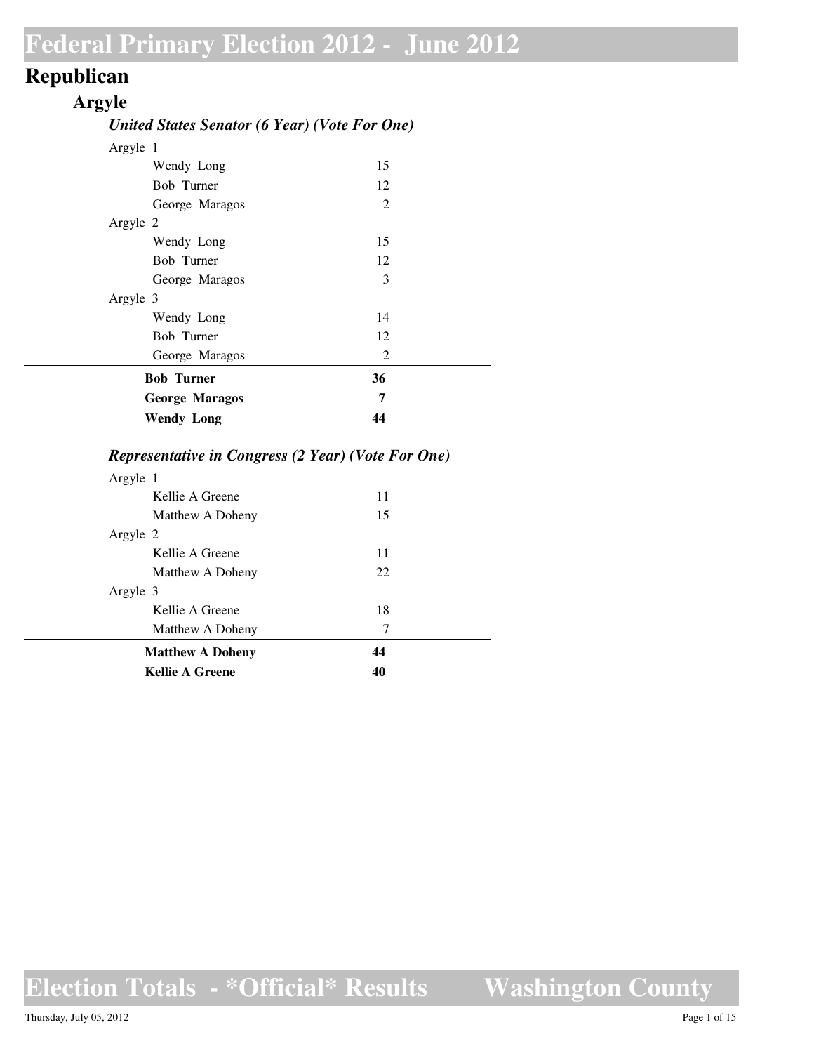# Federal Primary Election 2012 - June 2012

## Republican

### Argyle

#### *United States Senator (6 Year) (Vote For One)*

| | |
|---|---|
| Argyle 1 | |
| Wendy Long | 15 |
| Bob Turner | 12 |
| George Maragos | 2 |
| Argyle 2 | |
| Wendy Long | 15 |
| Bob Turner | 12 |
| George Maragos | 3 |
| Argyle 3 | |
| Wendy Long | 14 |
| Bob Turner | 12 |
| George Maragos | 2 |
| **Bob Turner** | **36** |
| **George Maragos** | **7** |
| **Wendy Long** | **44** |

#### *Representative in Congress (2 Year) (Vote For One)*

| | |
|---|---|
| Argyle 1 | |
| Kellie A Greene | 11 |
| Matthew A Doheny | 15 |
| Argyle 2 | |
| Kellie A Greene | 11 |
| Matthew A Doheny | 22 |
| Argyle 3 | |
| Kellie A Greene | 18 |
| Matthew A Doheny | 7 |
| **Matthew A Doheny** | **44** |
| **Kellie A Greene** | **40** |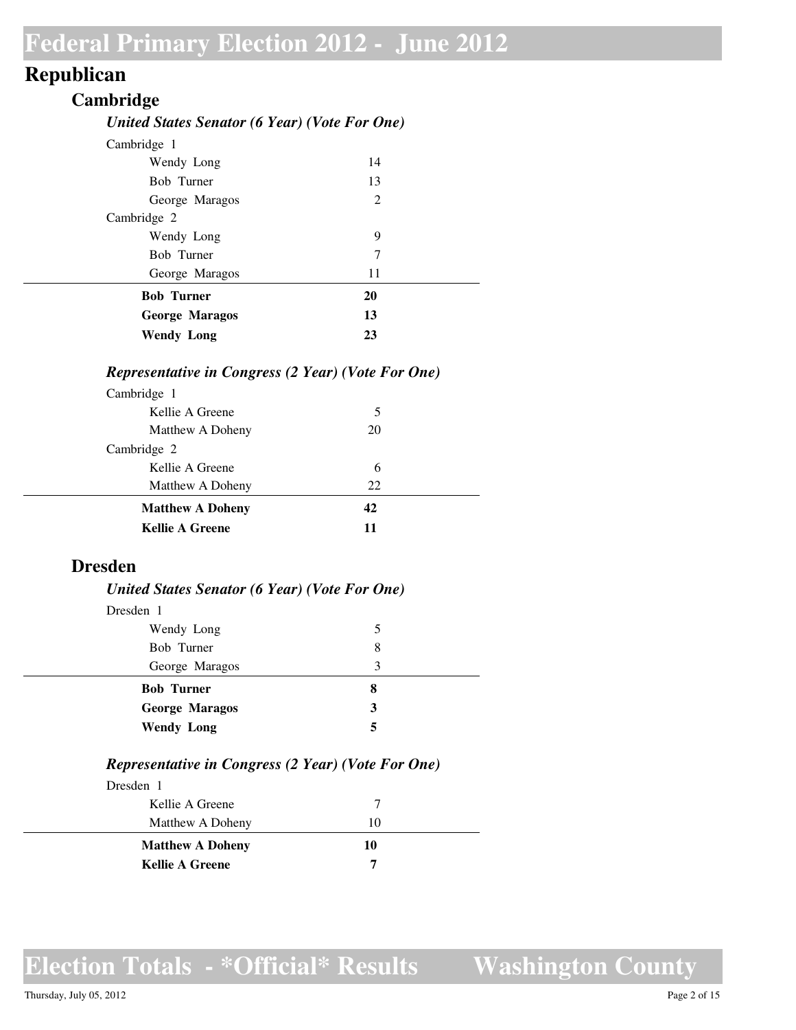# Federal Primary Election 2012 - June 2012

## Republican

### Cambridge

#### *United States Senator (6 Year) (Vote For One)*

| | |
|---|---|
| Cambridge 1 | |
| Wendy Long | 14 |
| Bob Turner | 13 |
| George Maragos | 2 |
| Cambridge 2 | |
| Wendy Long | 9 |
| Bob Turner | 7 |
| George Maragos | 11 |
| **Bob Turner** | **20** |
| **George Maragos** | **13** |
| **Wendy Long** | **23** |

#### *Representative in Congress (2 Year) (Vote For One)*

| | |
|---|---|
| Cambridge 1 | |
| Kellie A Greene | 5 |
| Matthew A Doheny | 20 |
| Cambridge 2 | |
| Kellie A Greene | 6 |
| Matthew A Doheny | 22 |
| **Matthew A Doheny** | **42** |
| **Kellie A Greene** | **11** |

### Dresden

#### *United States Senator (6 Year) (Vote For One)*

| | |
|---|---|
| Dresden 1 | |
| Wendy Long | 5 |
| Bob Turner | 8 |
| George Maragos | 3 |
| **Bob Turner** | **8** |
| **George Maragos** | **3** |
| **Wendy Long** | **5** |

#### *Representative in Congress (2 Year) (Vote For One)*

| | |
|---|---|
| Dresden 1 | |
| Kellie A Greene | 7 |
| Matthew A Doheny | 10 |
| **Matthew A Doheny** | **10** |
| **Kellie A Greene** | **7** |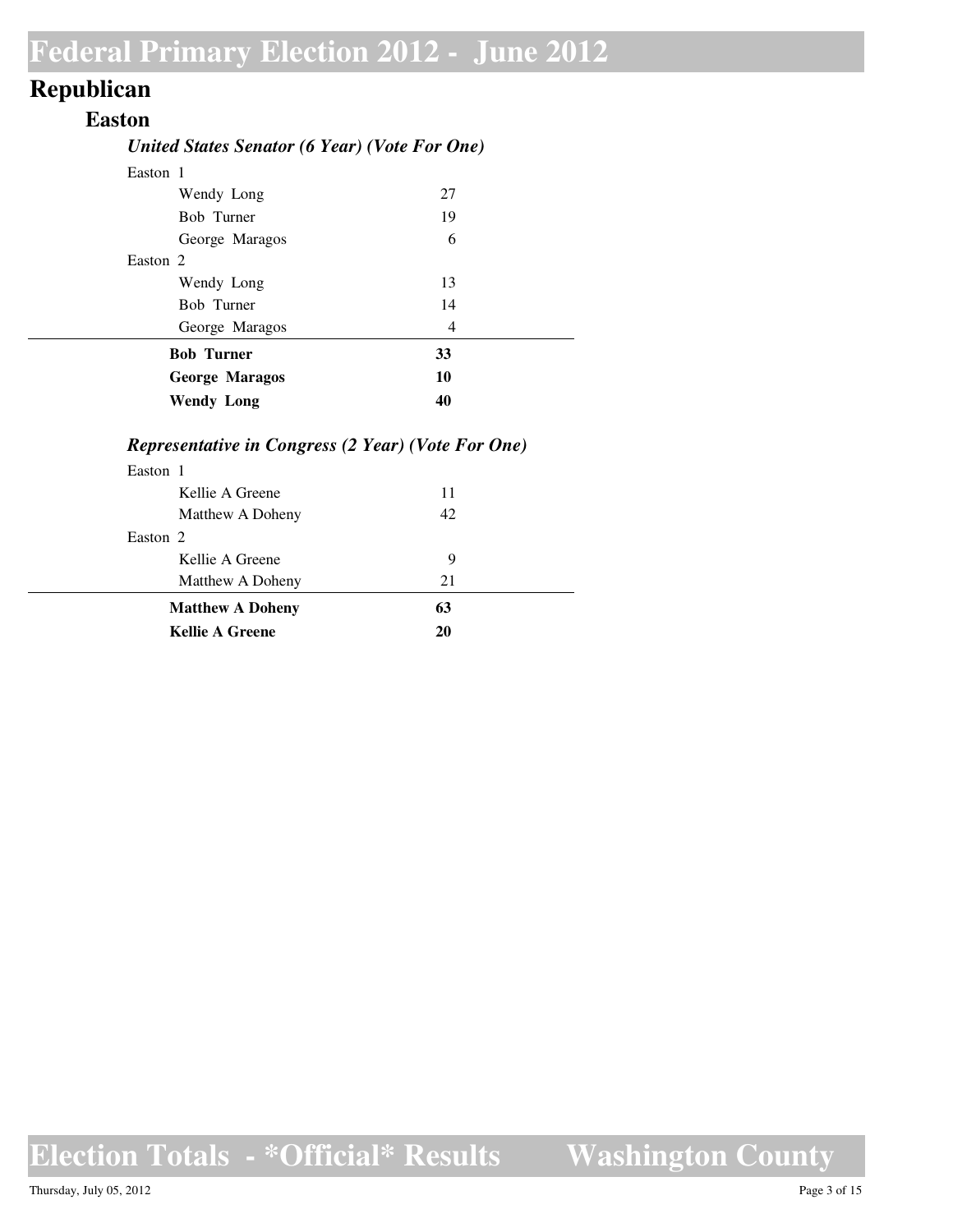# Federal Primary Election 2012 - June 2012

## Republican

### Easton

#### *United States Senator (6 Year) (Vote For One)*

| | |
|---|---|
| Easton 1 | |
| Wendy Long | 27 |
| Bob Turner | 19 |
| George Maragos | 6 |
| Easton 2 | |
| Wendy Long | 13 |
| Bob Turner | 14 |
| George Maragos | 4 |
| **Bob Turner** | **33** |
| **George Maragos** | **10** |
| **Wendy Long** | **40** |

#### *Representative in Congress (2 Year) (Vote For One)*

| | |
|---|---|
| Easton 1 | |
| Kellie A Greene | 11 |
| Matthew A Doheny | 42 |
| Easton 2 | |
| Kellie A Greene | 9 |
| Matthew A Doheny | 21 |
| **Matthew A Doheny** | **63** |
| **Kellie A Greene** | **20** |

Election Totals - *Official* Results    Washington County

Thursday, July 05, 2012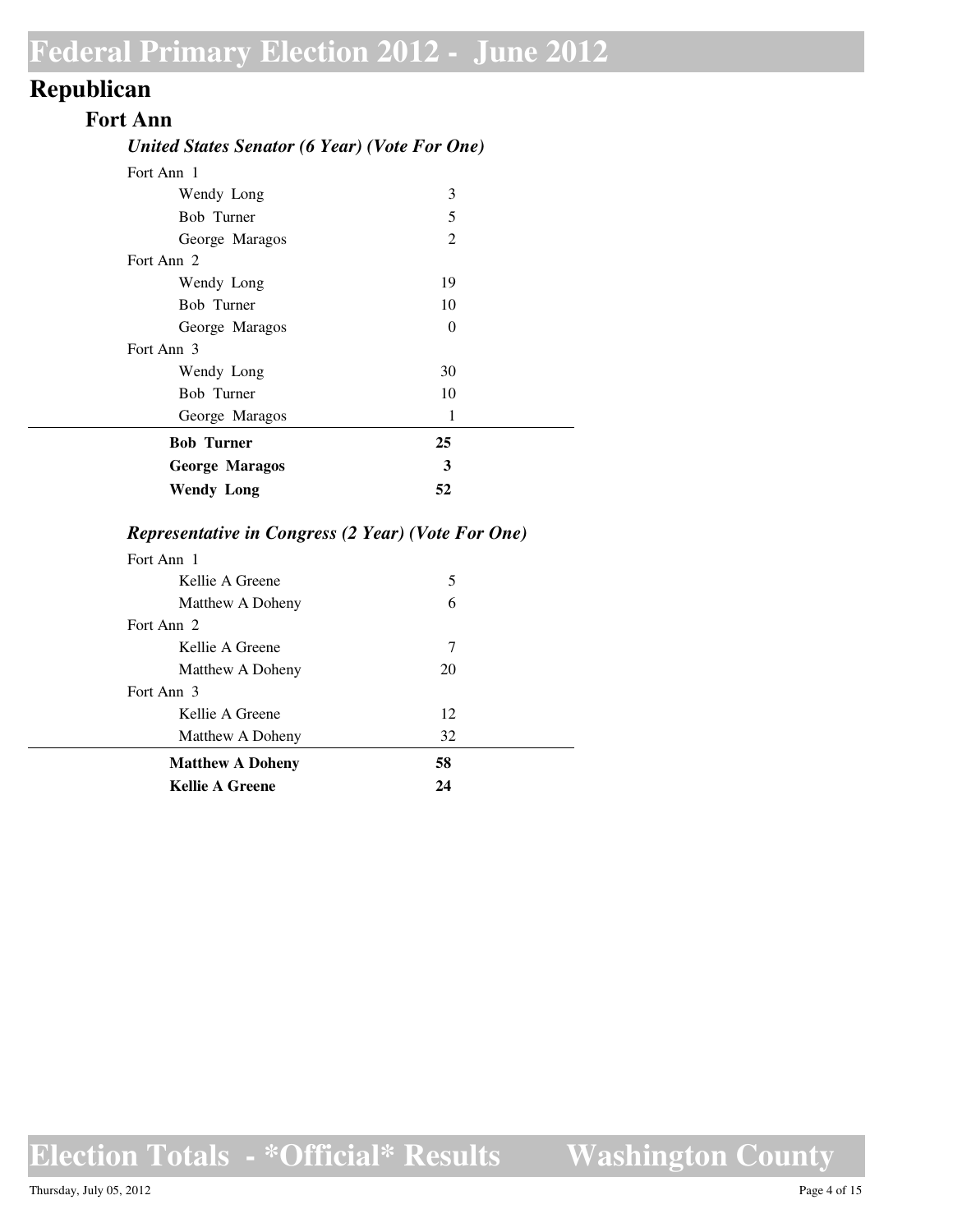# Federal Primary Election 2012 - June 2012

## Republican

### Fort Ann

#### *United States Senator (6 Year) (Vote For One)*

| | |
|---|---|
| **Fort Ann 1** | |
| Wendy Long | 3 |
| Bob Turner | 5 |
| George Maragos | 2 |
| **Fort Ann 2** | |
| Wendy Long | 19 |
| Bob Turner | 10 |
| George Maragos | 0 |
| **Fort Ann 3** | |
| Wendy Long | 30 |
| Bob Turner | 10 |
| George Maragos | 1 |
| **Bob Turner** | **25** |
| **George Maragos** | **3** |
| **Wendy Long** | **52** |

#### *Representative in Congress (2 Year) (Vote For One)*

| | |
|---|---|
| **Fort Ann 1** | |
| Kellie A Greene | 5 |
| Matthew A Doheny | 6 |
| **Fort Ann 2** | |
| Kellie A Greene | 7 |
| Matthew A Doheny | 20 |
| **Fort Ann 3** | |
| Kellie A Greene | 12 |
| Matthew A Doheny | 32 |
| **Matthew A Doheny** | **58** |
| **Kellie A Greene** | **24** |

Election Totals - \*Official\* Results — Washington County

Thursday, July 05, 2012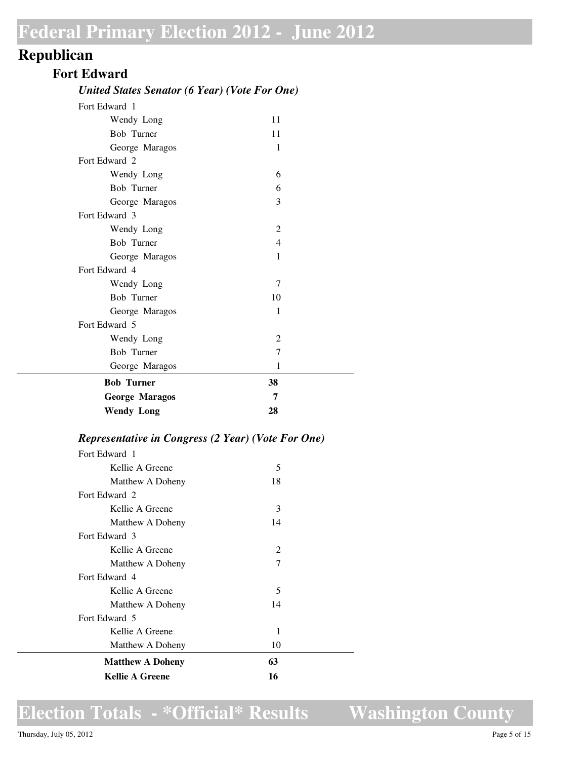# Federal Primary Election 2012 - June 2012

## Republican

### Fort Edward

#### *United States Senator (6 Year) (Vote For One)*

| | |
|---|---|
| **Fort Edward 1** | |
| Wendy Long | 11 |
| Bob Turner | 11 |
| George Maragos | 1 |
| **Fort Edward 2** | |
| Wendy Long | 6 |
| Bob Turner | 6 |
| George Maragos | 3 |
| **Fort Edward 3** | |
| Wendy Long | 2 |
| Bob Turner | 4 |
| George Maragos | 1 |
| **Fort Edward 4** | |
| Wendy Long | 7 |
| Bob Turner | 10 |
| George Maragos | 1 |
| **Fort Edward 5** | |
| Wendy Long | 2 |
| Bob Turner | 7 |
| George Maragos | 1 |
| **Bob Turner** | **38** |
| **George Maragos** | **7** |
| **Wendy Long** | **28** |

#### *Representative in Congress (2 Year) (Vote For One)*

| | |
|---|---|
| **Fort Edward 1** | |
| Kellie A Greene | 5 |
| Matthew A Doheny | 18 |
| **Fort Edward 2** | |
| Kellie A Greene | 3 |
| Matthew A Doheny | 14 |
| **Fort Edward 3** | |
| Kellie A Greene | 2 |
| Matthew A Doheny | 7 |
| **Fort Edward 4** | |
| Kellie A Greene | 5 |
| Matthew A Doheny | 14 |
| **Fort Edward 5** | |
| Kellie A Greene | 1 |
| Matthew A Doheny | 10 |
| **Matthew A Doheny** | **63** |
| **Kellie A Greene** | **16** |

Election Totals - *Official* Results — Washington County

Thursday, July 05, 2012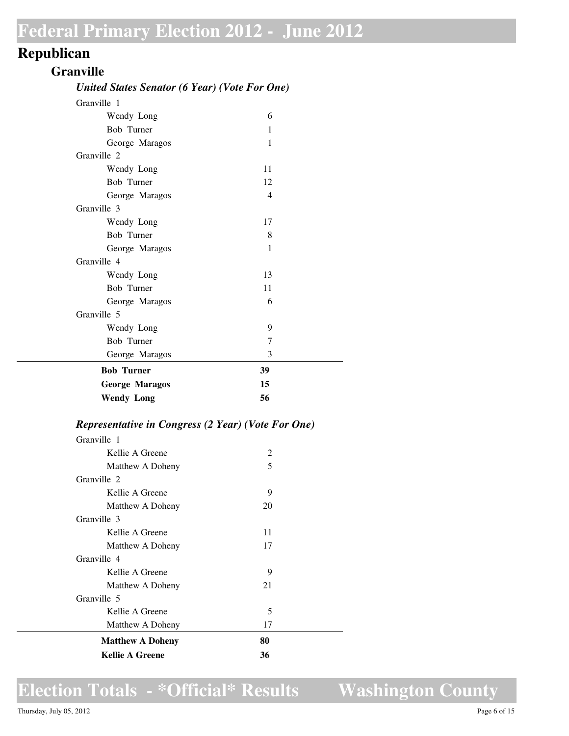# Federal Primary Election 2012 - June 2012

## Republican

### Granville

#### *United States Senator (6 Year) (Vote For One)*

| Precinct / Candidate | Votes |
|---|---|
| **Granville 1** | |
| Wendy Long | 6 |
| Bob Turner | 1 |
| George Maragos | 1 |
| **Granville 2** | |
| Wendy Long | 11 |
| Bob Turner | 12 |
| George Maragos | 4 |
| **Granville 3** | |
| Wendy Long | 17 |
| Bob Turner | 8 |
| George Maragos | 1 |
| **Granville 4** | |
| Wendy Long | 13 |
| Bob Turner | 11 |
| George Maragos | 6 |
| **Granville 5** | |
| Wendy Long | 9 |
| Bob Turner | 7 |
| George Maragos | 3 |
| **Bob Turner** | **39** |
| **George Maragos** | **15** |
| **Wendy Long** | **56** |

#### *Representative in Congress (2 Year) (Vote For One)*

| Precinct / Candidate | Votes |
|---|---|
| **Granville 1** | |
| Kellie A Greene | 2 |
| Matthew A Doheny | 5 |
| **Granville 2** | |
| Kellie A Greene | 9 |
| Matthew A Doheny | 20 |
| **Granville 3** | |
| Kellie A Greene | 11 |
| Matthew A Doheny | 17 |
| **Granville 4** | |
| Kellie A Greene | 9 |
| Matthew A Doheny | 21 |
| **Granville 5** | |
| Kellie A Greene | 5 |
| Matthew A Doheny | 17 |
| **Matthew A Doheny** | **80** |
| **Kellie A Greene** | **36** |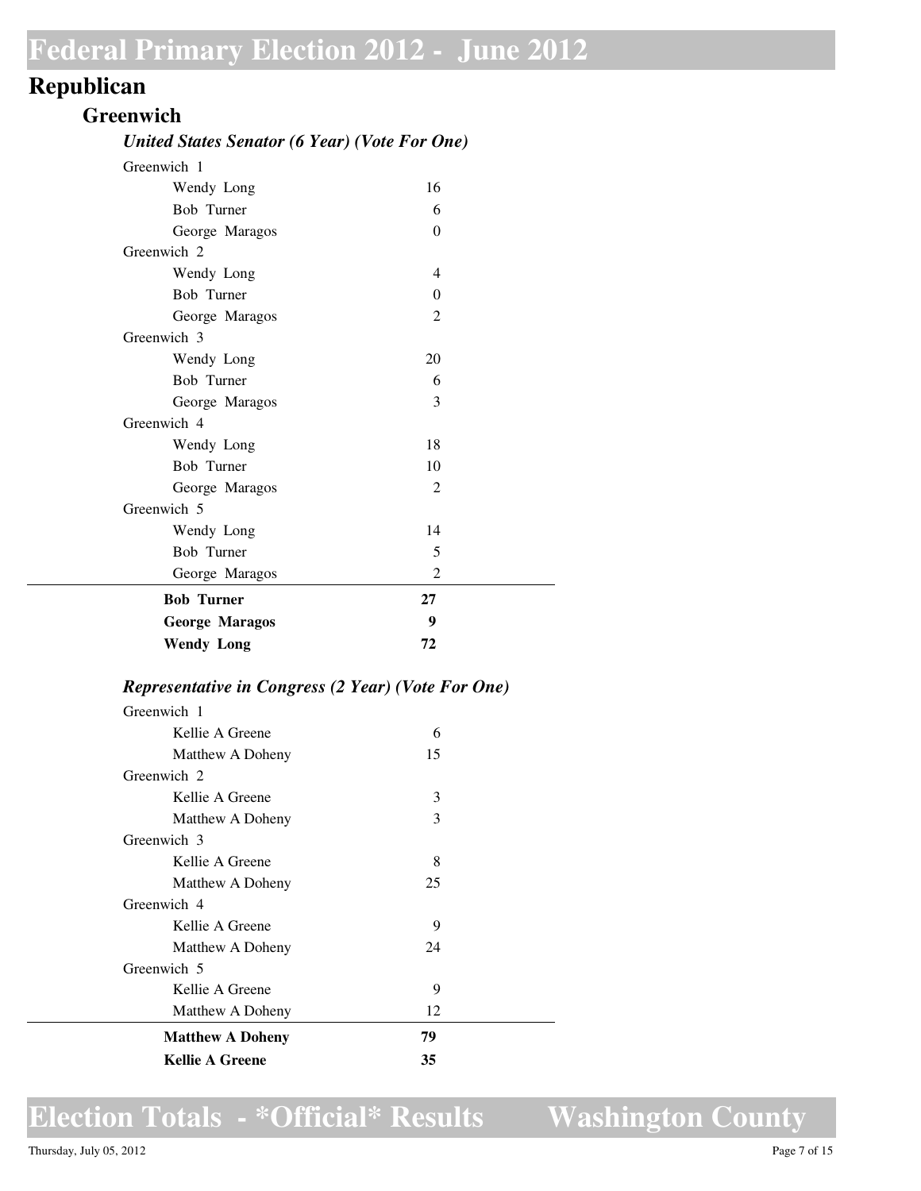# Federal Primary Election 2012 - June 2012

## Republican

### Greenwich

#### *United States Senator (6 Year) (Vote For One)*

| | |
|---|---|
| **Greenwich 1** | |
| Wendy Long | 16 |
| Bob Turner | 6 |
| George Maragos | 0 |
| **Greenwich 2** | |
| Wendy Long | 4 |
| Bob Turner | 0 |
| George Maragos | 2 |
| **Greenwich 3** | |
| Wendy Long | 20 |
| Bob Turner | 6 |
| George Maragos | 3 |
| **Greenwich 4** | |
| Wendy Long | 18 |
| Bob Turner | 10 |
| George Maragos | 2 |
| **Greenwich 5** | |
| Wendy Long | 14 |
| Bob Turner | 5 |
| George Maragos | 2 |
| **Bob Turner** | **27** |
| **George Maragos** | **9** |
| **Wendy Long** | **72** |

#### *Representative in Congress (2 Year) (Vote For One)*

| | |
|---|---|
| **Greenwich 1** | |
| Kellie A Greene | 6 |
| Matthew A Doheny | 15 |
| **Greenwich 2** | |
| Kellie A Greene | 3 |
| Matthew A Doheny | 3 |
| **Greenwich 3** | |
| Kellie A Greene | 8 |
| Matthew A Doheny | 25 |
| **Greenwich 4** | |
| Kellie A Greene | 9 |
| Matthew A Doheny | 24 |
| **Greenwich 5** | |
| Kellie A Greene | 9 |
| Matthew A Doheny | 12 |
| **Matthew A Doheny** | **79** |
| **Kellie A Greene** | **35** |

Election Totals - *Official* Results — Washington County

Thursday, July 05, 2012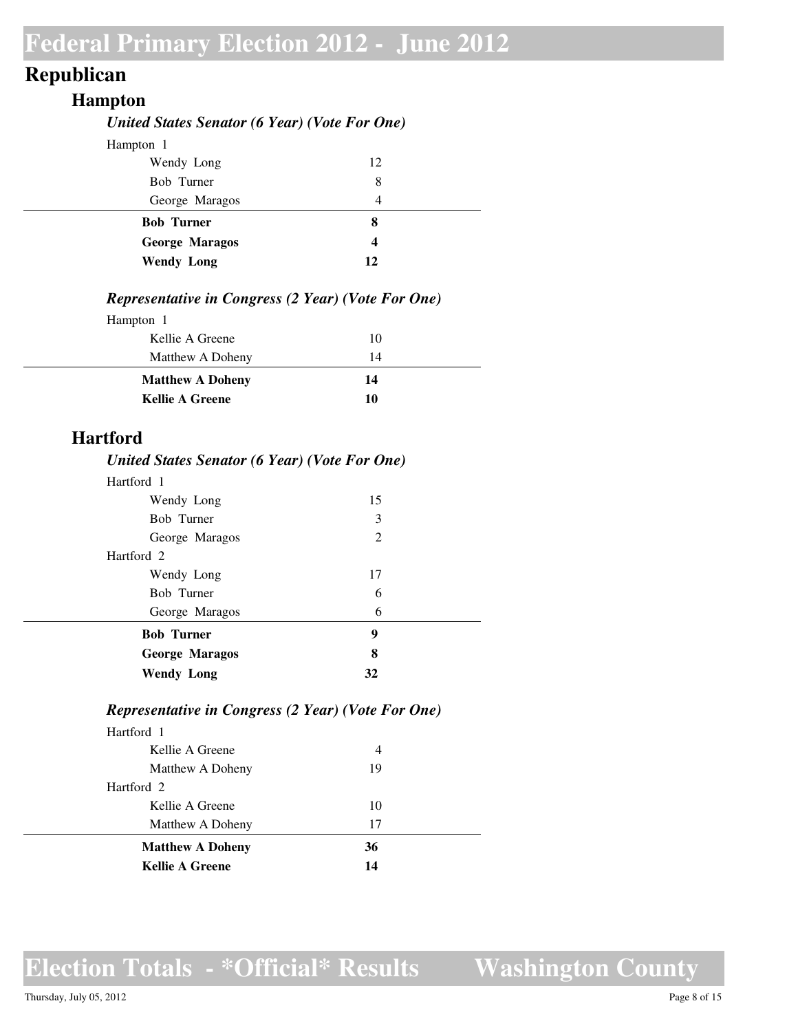# Federal Primary Election 2012 - June 2012

## Republican

### Hampton

#### *United States Senator (6 Year) (Vote For One)*

| | |
|---|---|
| Hampton 1 | |
| Wendy Long | 12 |
| Bob Turner | 8 |
| George Maragos | 4 |
| **Bob Turner** | **8** |
| **George Maragos** | **4** |
| **Wendy Long** | **12** |

#### *Representative in Congress (2 Year) (Vote For One)*

| | |
|---|---|
| Hampton 1 | |
| Kellie A Greene | 10 |
| Matthew A Doheny | 14 |
| **Matthew A Doheny** | **14** |
| **Kellie A Greene** | **10** |

### Hartford

#### *United States Senator (6 Year) (Vote For One)*

| | |
|---|---|
| Hartford 1 | |
| Wendy Long | 15 |
| Bob Turner | 3 |
| George Maragos | 2 |
| Hartford 2 | |
| Wendy Long | 17 |
| Bob Turner | 6 |
| George Maragos | 6 |
| **Bob Turner** | **9** |
| **George Maragos** | **8** |
| **Wendy Long** | **32** |

#### *Representative in Congress (2 Year) (Vote For One)*

| | |
|---|---|
| Hartford 1 | |
| Kellie A Greene | 4 |
| Matthew A Doheny | 19 |
| Hartford 2 | |
| Kellie A Greene | 10 |
| Matthew A Doheny | 17 |
| **Matthew A Doheny** | **36** |
| **Kellie A Greene** | **14** |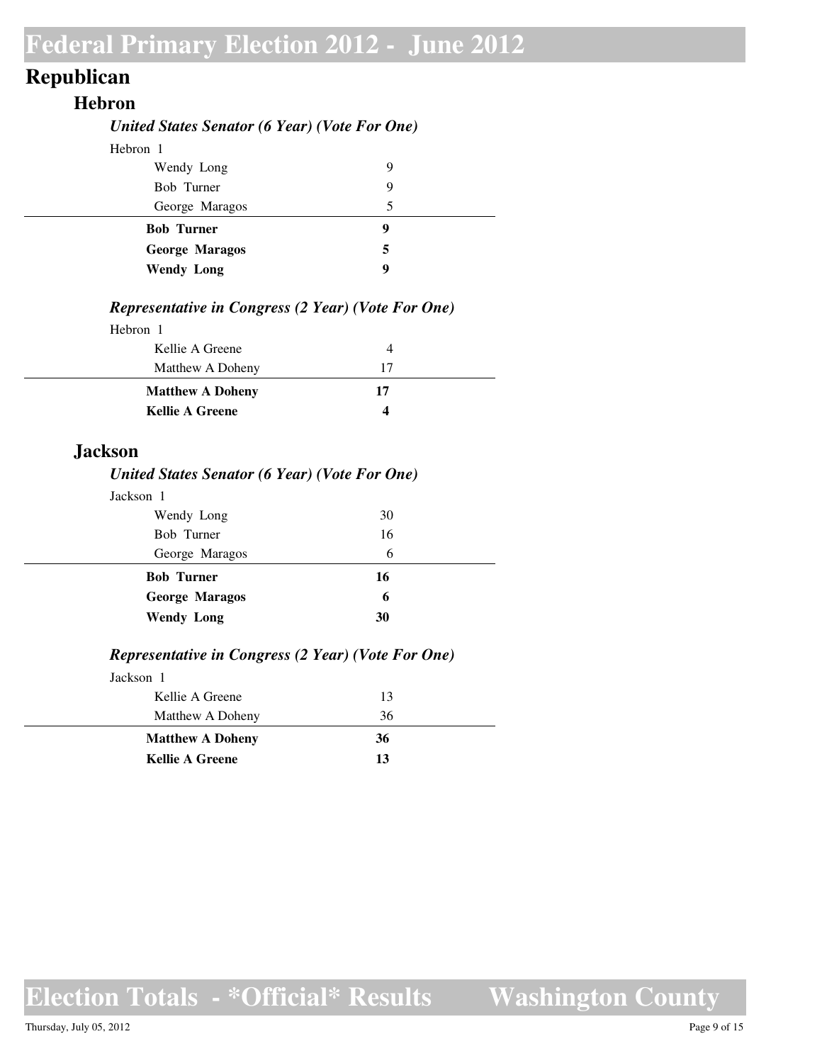# Federal Primary Election 2012 - June 2012

## Republican

### Hebron

#### *United States Senator (6 Year) (Vote For One)*

Hebron 1

| Candidate | Votes |
|---|---|
| Wendy Long | 9 |
| Bob Turner | 9 |
| George Maragos | 5 |
| **Bob Turner** | **9** |
| **George Maragos** | **5** |
| **Wendy Long** | **9** |

#### *Representative in Congress (2 Year) (Vote For One)*

Hebron 1

| Candidate | Votes |
|---|---|
| Kellie A Greene | 4 |
| Matthew A Doheny | 17 |
| **Matthew A Doheny** | **17** |
| **Kellie A Greene** | **4** |

### Jackson

#### *United States Senator (6 Year) (Vote For One)*

Jackson 1

| Candidate | Votes |
|---|---|
| Wendy Long | 30 |
| Bob Turner | 16 |
| George Maragos | 6 |
| **Bob Turner** | **16** |
| **George Maragos** | **6** |
| **Wendy Long** | **30** |

#### *Representative in Congress (2 Year) (Vote For One)*

Jackson 1

| Candidate | Votes |
|---|---|
| Kellie A Greene | 13 |
| Matthew A Doheny | 36 |
| **Matthew A Doheny** | **36** |
| **Kellie A Greene** | **13** |

Election Totals - *Official* Results Washington County

Thursday, July 05, 2012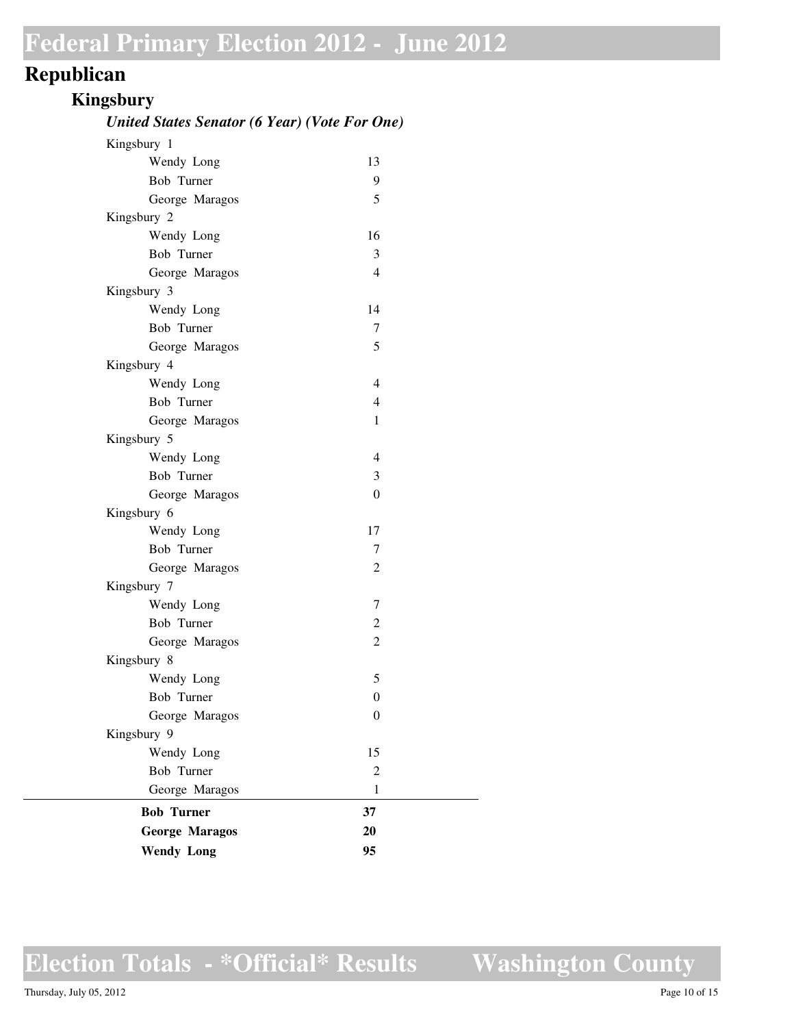# Federal Primary Election 2012 - June 2012

## Republican

### Kingsbury

#### *United States Senator (6 Year) (Vote For One)*

| | |
|---|---|
| **Kingsbury 1** | |
| Wendy Long | 13 |
| Bob Turner | 9 |
| George Maragos | 5 |
| **Kingsbury 2** | |
| Wendy Long | 16 |
| Bob Turner | 3 |
| George Maragos | 4 |
| **Kingsbury 3** | |
| Wendy Long | 14 |
| Bob Turner | 7 |
| George Maragos | 5 |
| **Kingsbury 4** | |
| Wendy Long | 4 |
| Bob Turner | 4 |
| George Maragos | 1 |
| **Kingsbury 5** | |
| Wendy Long | 4 |
| Bob Turner | 3 |
| George Maragos | 0 |
| **Kingsbury 6** | |
| Wendy Long | 17 |
| Bob Turner | 7 |
| George Maragos | 2 |
| **Kingsbury 7** | |
| Wendy Long | 7 |
| Bob Turner | 2 |
| George Maragos | 2 |
| **Kingsbury 8** | |
| Wendy Long | 5 |
| Bob Turner | 0 |
| George Maragos | 0 |
| **Kingsbury 9** | |
| Wendy Long | 15 |
| Bob Turner | 2 |
| George Maragos | 1 |
| **Bob Turner** | **37** |
| **George Maragos** | **20** |
| **Wendy Long** | **95** |

Election Totals - *Official* Results Washington County

Thursday, July 05, 2012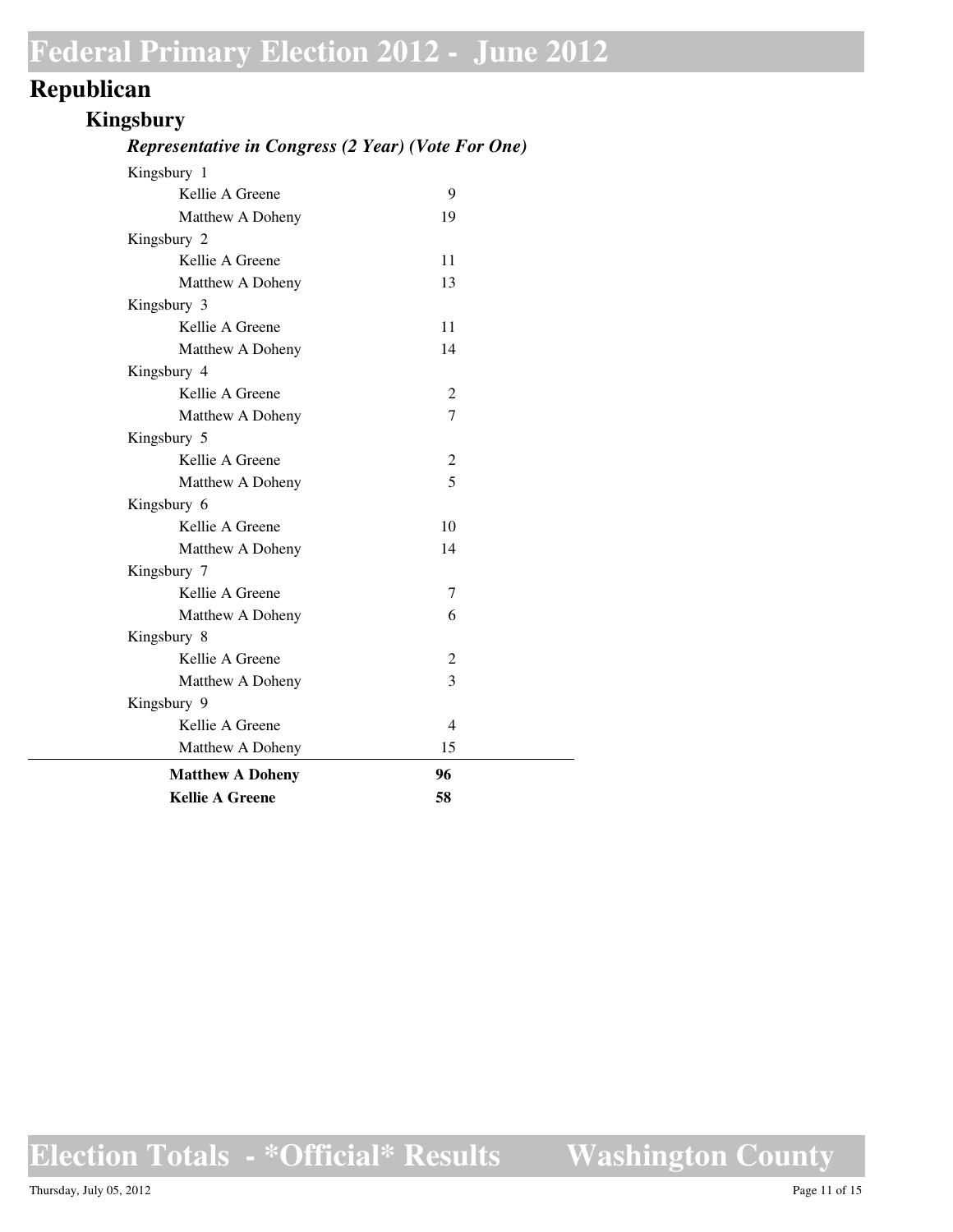# Federal Primary Election 2012 - June 2012

## Republican

### Kingsbury

#### *Representative in Congress (2 Year) (Vote For One)*

| | |
|---|---|
| Kingsbury 1 | |
| Kellie A Greene | 9 |
| Matthew A Doheny | 19 |
| Kingsbury 2 | |
| Kellie A Greene | 11 |
| Matthew A Doheny | 13 |
| Kingsbury 3 | |
| Kellie A Greene | 11 |
| Matthew A Doheny | 14 |
| Kingsbury 4 | |
| Kellie A Greene | 2 |
| Matthew A Doheny | 7 |
| Kingsbury 5 | |
| Kellie A Greene | 2 |
| Matthew A Doheny | 5 |
| Kingsbury 6 | |
| Kellie A Greene | 10 |
| Matthew A Doheny | 14 |
| Kingsbury 7 | |
| Kellie A Greene | 7 |
| Matthew A Doheny | 6 |
| Kingsbury 8 | |
| Kellie A Greene | 2 |
| Matthew A Doheny | 3 |
| Kingsbury 9 | |
| Kellie A Greene | 4 |
| Matthew A Doheny | 15 |
| **Matthew A Doheny** | **96** |
| **Kellie A Greene** | **58** |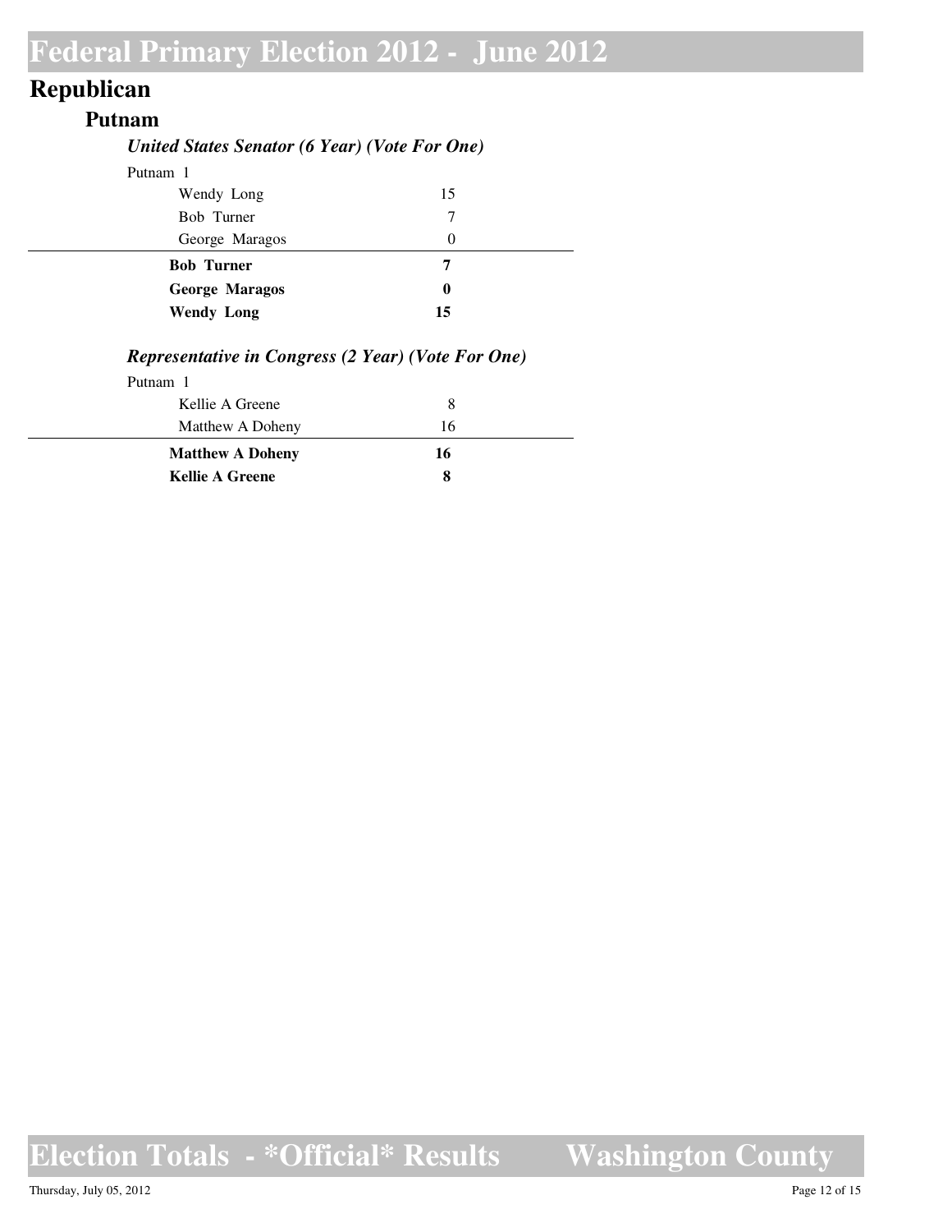# Federal Primary Election 2012 - June 2012

## Republican

### Putnam

#### *United States Senator (6 Year) (Vote For One)*

Putnam 1

| Candidate | Votes |
|---|---|
| Wendy Long | 15 |
| Bob Turner | 7 |
| George Maragos | 0 |
| **Bob Turner** | **7** |
| **George Maragos** | **0** |
| **Wendy Long** | **15** |

#### *Representative in Congress (2 Year) (Vote For One)*

Putnam 1

| Candidate | Votes |
|---|---|
| Kellie A Greene | 8 |
| Matthew A Doheny | 16 |
| **Matthew A Doheny** | **16** |
| **Kellie A Greene** | **8** |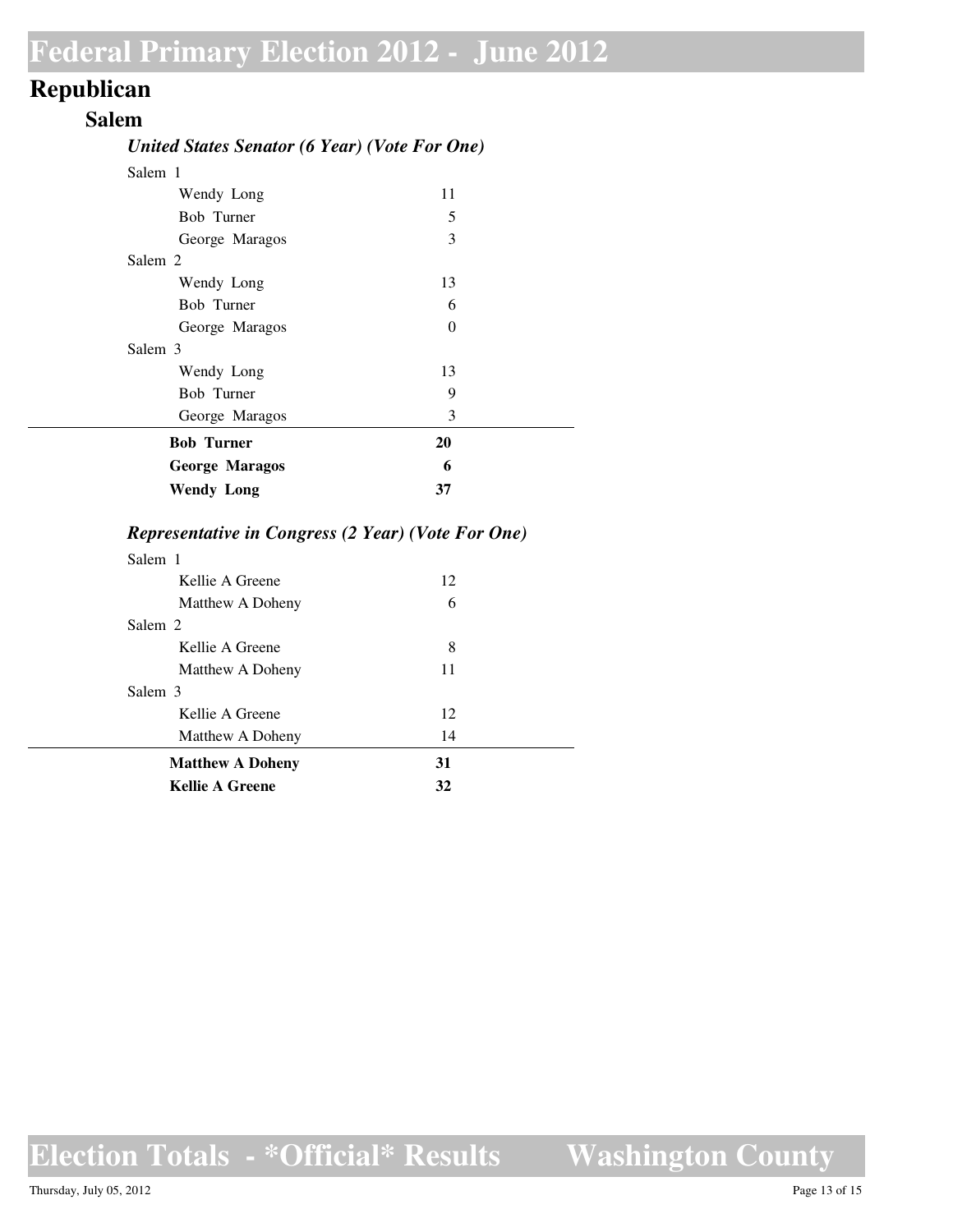# Federal Primary Election 2012 - June 2012

## Republican

### Salem

#### *United States Senator (6 Year) (Vote For One)*

| | |
|---|---|
| Salem 1 | |
| Wendy Long | 11 |
| Bob Turner | 5 |
| George Maragos | 3 |
| Salem 2 | |
| Wendy Long | 13 |
| Bob Turner | 6 |
| George Maragos | 0 |
| Salem 3 | |
| Wendy Long | 13 |
| Bob Turner | 9 |
| George Maragos | 3 |
| **Bob Turner** | **20** |
| **George Maragos** | **6** |
| **Wendy Long** | **37** |

#### *Representative in Congress (2 Year) (Vote For One)*

| | |
|---|---|
| Salem 1 | |
| Kellie A Greene | 12 |
| Matthew A Doheny | 6 |
| Salem 2 | |
| Kellie A Greene | 8 |
| Matthew A Doheny | 11 |
| Salem 3 | |
| Kellie A Greene | 12 |
| Matthew A Doheny | 14 |
| **Matthew A Doheny** | **31** |
| **Kellie A Greene** | **32** |

Election Totals - *Official* Results    Washington County

Thursday, July 05, 2012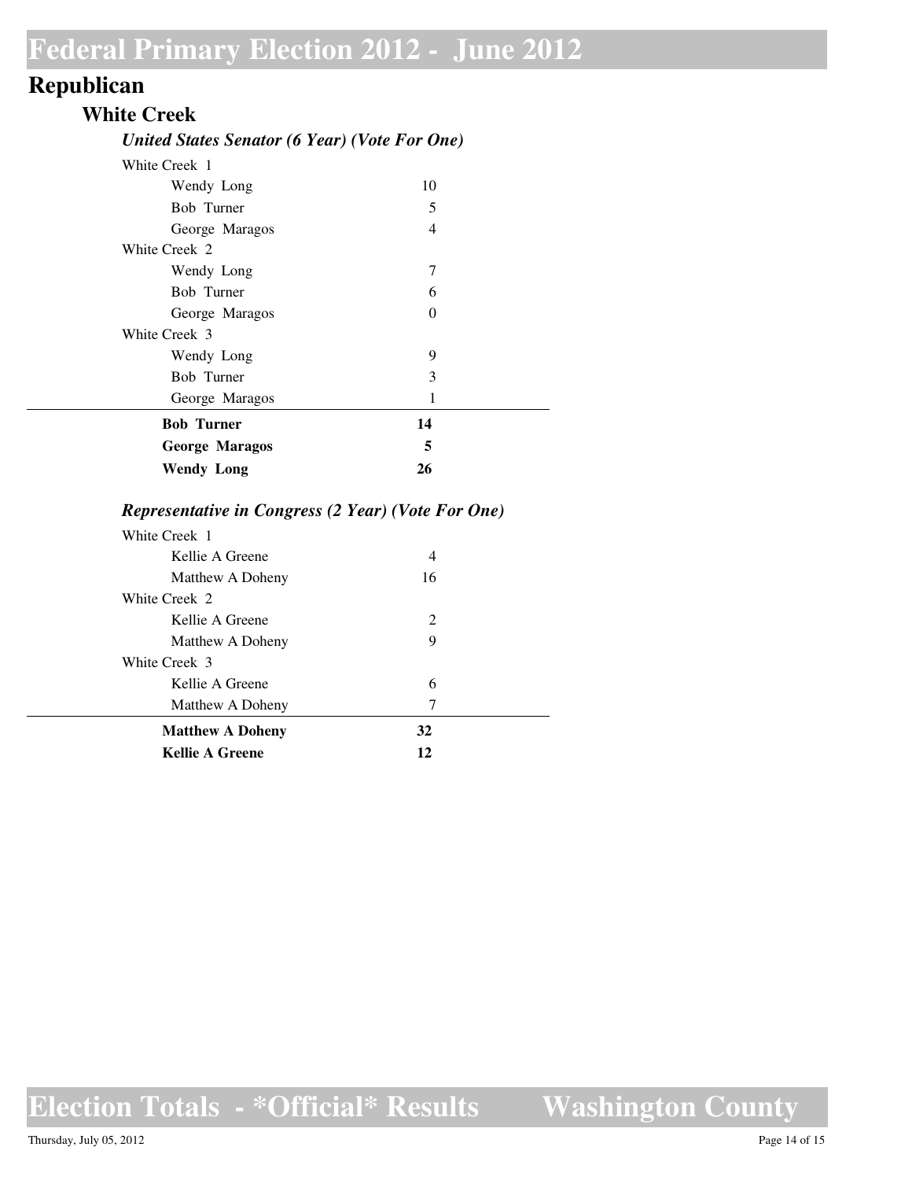# Federal Primary Election 2012 - June 2012

## Republican

### White Creek

#### *United States Senator (6 Year) (Vote For One)*

| | |
|---|---|
| White Creek 1 | |
| Wendy Long | 10 |
| Bob Turner | 5 |
| George Maragos | 4 |
| White Creek 2 | |
| Wendy Long | 7 |
| Bob Turner | 6 |
| George Maragos | 0 |
| White Creek 3 | |
| Wendy Long | 9 |
| Bob Turner | 3 |
| George Maragos | 1 |
| **Bob Turner** | **14** |
| **George Maragos** | **5** |
| **Wendy Long** | **26** |

#### *Representative in Congress (2 Year) (Vote For One)*

| | |
|---|---|
| White Creek 1 | |
| Kellie A Greene | 4 |
| Matthew A Doheny | 16 |
| White Creek 2 | |
| Kellie A Greene | 2 |
| Matthew A Doheny | 9 |
| White Creek 3 | |
| Kellie A Greene | 6 |
| Matthew A Doheny | 7 |
| **Matthew A Doheny** | **32** |
| **Kellie A Greene** | **12** |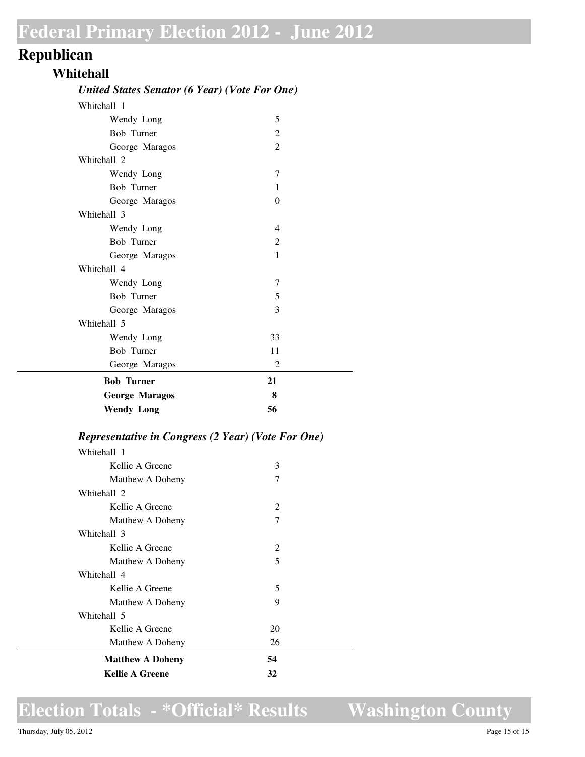# Federal Primary Election 2012 - June 2012

## Republican

### Whitehall

#### *United States Senator (6 Year) (Vote For One)*

| | |
|---|---|
| **Whitehall 1** | |
| Wendy Long | 5 |
| Bob Turner | 2 |
| George Maragos | 2 |
| **Whitehall 2** | |
| Wendy Long | 7 |
| Bob Turner | 1 |
| George Maragos | 0 |
| **Whitehall 3** | |
| Wendy Long | 4 |
| Bob Turner | 2 |
| George Maragos | 1 |
| **Whitehall 4** | |
| Wendy Long | 7 |
| Bob Turner | 5 |
| George Maragos | 3 |
| **Whitehall 5** | |
| Wendy Long | 33 |
| Bob Turner | 11 |
| George Maragos | 2 |
| **Bob Turner** | **21** |
| **George Maragos** | **8** |
| **Wendy Long** | **56** |

#### *Representative in Congress (2 Year) (Vote For One)*

| | |
|---|---|
| **Whitehall 1** | |
| Kellie A Greene | 3 |
| Matthew A Doheny | 7 |
| **Whitehall 2** | |
| Kellie A Greene | 2 |
| Matthew A Doheny | 7 |
| **Whitehall 3** | |
| Kellie A Greene | 2 |
| Matthew A Doheny | 5 |
| **Whitehall 4** | |
| Kellie A Greene | 5 |
| Matthew A Doheny | 9 |
| **Whitehall 5** | |
| Kellie A Greene | 20 |
| Matthew A Doheny | 26 |
| **Matthew A Doheny** | **54** |
| **Kellie A Greene** | **32** |

Election Totals - *Official* Results    Washington County

Thursday, July 05, 2012